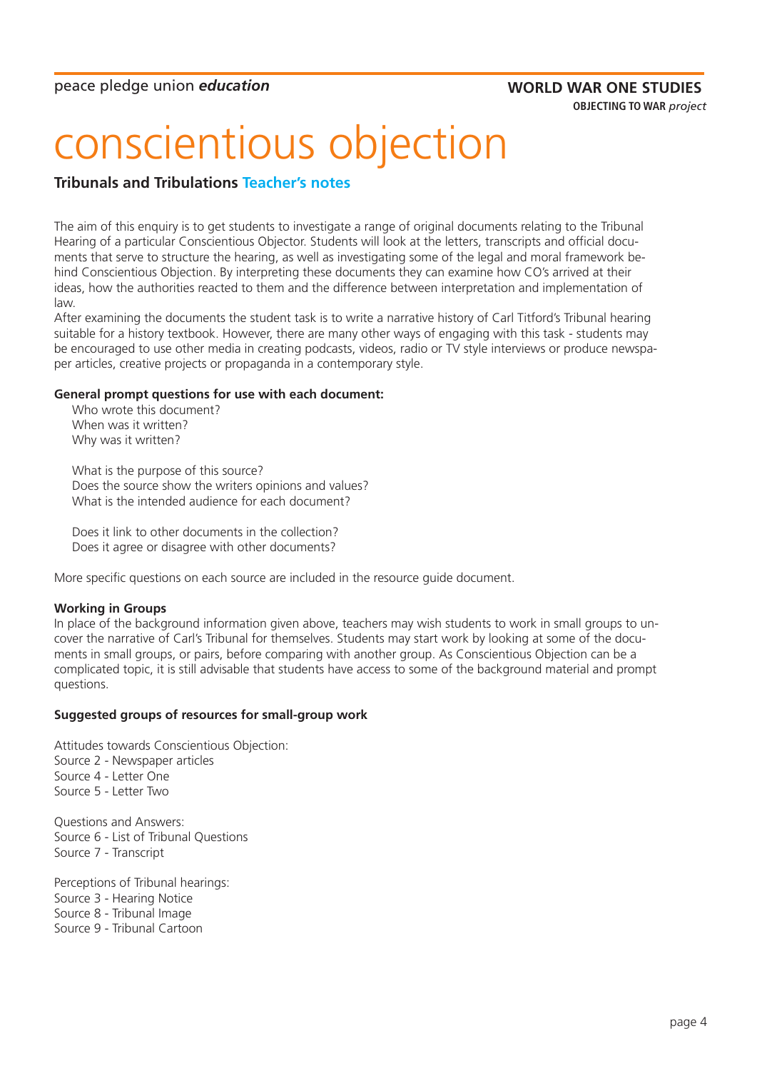peace pledge union *education*

**WORLD WAR ONE STUDIES**
**OBJECTING TO WAR** *project*

# conscientious objection

## Tribunals and Tribulations Teacher's notes

The aim of this enquiry is to get students to investigate a range of original documents relating to the Tribunal Hearing of a particular Conscientious Objector. Students will look at the letters, transcripts and official documents that serve to structure the hearing, as well as investigating some of the legal and moral framework behind Conscientious Objection. By interpreting these documents they can examine how CO's arrived at their ideas, how the authorities reacted to them and the difference between interpretation and implementation of law.
After examining the documents the student task is to write a narrative history of Carl Titford's Tribunal hearing suitable for a history textbook. However, there are many other ways of engaging with this task - students may be encouraged to use other media in creating podcasts, videos, radio or TV style interviews or produce newspaper articles, creative projects or propaganda in a contemporary style.

**General prompt questions for use with each document:**

Who wrote this document?
When was it written?
Why was it written?

What is the purpose of this source?
Does the source show the writers opinions and values?
What is the intended audience for each document?

Does it link to other documents in the collection?
Does it agree or disagree with other documents?

More specific questions on each source are included in the resource guide document.

**Working in Groups**
In place of the background information given above, teachers may wish students to work in small groups to uncover the narrative of Carl's Tribunal for themselves. Students may start work by looking at some of the documents in small groups, or pairs, before comparing with another group. As Conscientious Objection can be a complicated topic, it is still advisable that students have access to some of the background material and prompt questions.

**Suggested groups of resources for small-group work**

Attitudes towards Conscientious Objection:
Source 2 - Newspaper articles
Source 4 - Letter One
Source 5 - Letter Two

Questions and Answers:
Source 6 - List of Tribunal Questions
Source 7 - Transcript

Perceptions of Tribunal hearings:
Source 3 - Hearing Notice
Source 8 - Tribunal Image
Source 9 - Tribunal Cartoon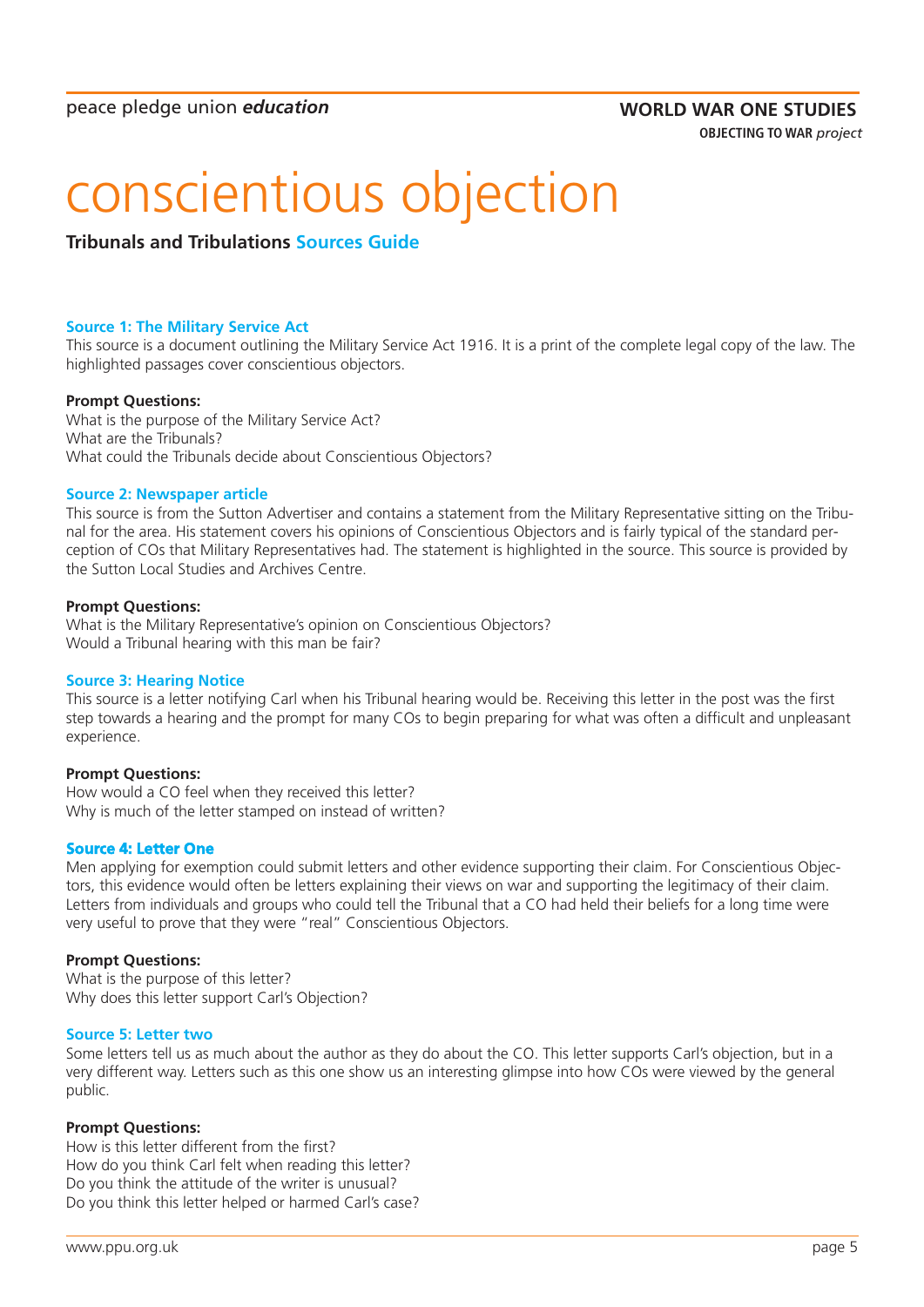# conscientious objection

## Tribunals and Tribulations Sources Guide

### Source 1: The Military Service Act

This source is a document outlining the Military Service Act 1916. It is a print of the complete legal copy of the law. The highlighted passages cover conscientious objectors.

**Prompt Questions:**
What is the purpose of the Military Service Act?
What are the Tribunals?
What could the Tribunals decide about Conscientious Objectors?

### Source 2: Newspaper article

This source is from the Sutton Advertiser and contains a statement from the Military Representative sitting on the Tribunal for the area. His statement covers his opinions of Conscientious Objectors and is fairly typical of the standard perception of COs that Military Representatives had. The statement is highlighted in the source. This source is provided by the Sutton Local Studies and Archives Centre.

**Prompt Questions:**
What is the Military Representative's opinion on Conscientious Objectors?
Would a Tribunal hearing with this man be fair?

### Source 3: Hearing Notice

This source is a letter notifying Carl when his Tribunal hearing would be. Receiving this letter in the post was the first step towards a hearing and the prompt for many COs to begin preparing for what was often a difficult and unpleasant experience.

**Prompt Questions:**
How would a CO feel when they received this letter?
Why is much of the letter stamped on instead of written?

### Source 4: Letter One

Men applying for exemption could submit letters and other evidence supporting their claim. For Conscientious Objectors, this evidence would often be letters explaining their views on war and supporting the legitimacy of their claim. Letters from individuals and groups who could tell the Tribunal that a CO had held their beliefs for a long time were very useful to prove that they were "real" Conscientious Objectors.

**Prompt Questions:**
What is the purpose of this letter?
Why does this letter support Carl's Objection?

### Source 5: Letter two

Some letters tell us as much about the author as they do about the CO. This letter supports Carl's objection, but in a very different way. Letters such as this one show us an interesting glimpse into how COs were viewed by the general public.

**Prompt Questions:**
How is this letter different from the first?
How do you think Carl felt when reading this letter?
Do you think the attitude of the writer is unusual?
Do you think this letter helped or harmed Carl's case?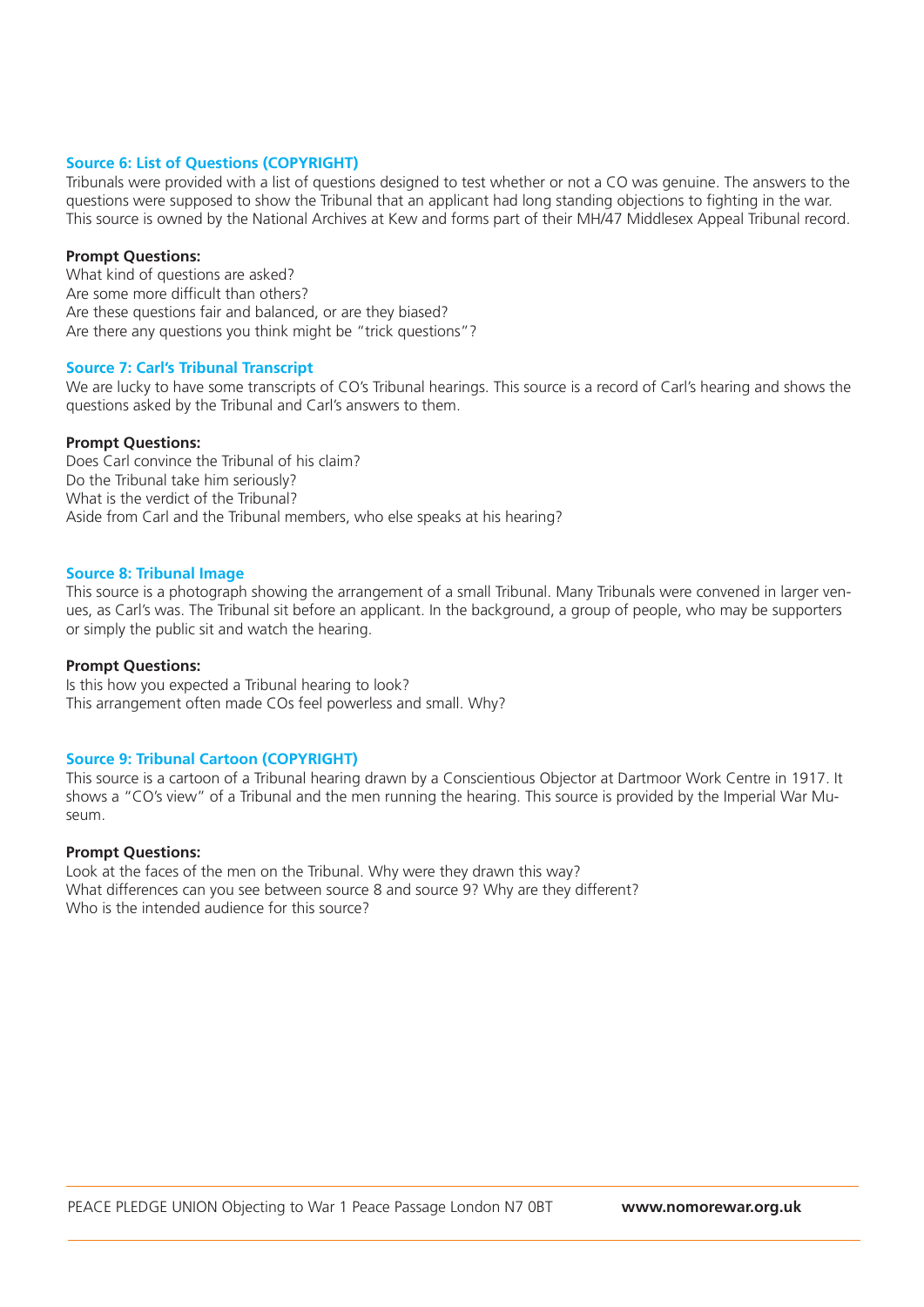### Source 6: List of Questions (COPYRIGHT)

Tribunals were provided with a list of questions designed to test whether or not a CO was genuine. The answers to the questions were supposed to show the Tribunal that an applicant had long standing objections to fighting in the war. This source is owned by the National Archives at Kew and forms part of their MH/47 Middlesex Appeal Tribunal record.

**Prompt Questions:**
What kind of questions are asked?
Are some more difficult than others?
Are these questions fair and balanced, or are they biased?
Are there any questions you think might be "trick questions"?

### Source 7: Carl's Tribunal Transcript

We are lucky to have some transcripts of CO's Tribunal hearings. This source is a record of Carl's hearing and shows the questions asked by the Tribunal and Carl's answers to them.

**Prompt Questions:**
Does Carl convince the Tribunal of his claim?
Do the Tribunal take him seriously?
What is the verdict of the Tribunal?
Aside from Carl and the Tribunal members, who else speaks at his hearing?

### Source 8: Tribunal Image

This source is a photograph showing the arrangement of a small Tribunal. Many Tribunals were convened in larger venues, as Carl's was. The Tribunal sit before an applicant. In the background, a group of people, who may be supporters or simply the public sit and watch the hearing.

**Prompt Questions:**
Is this how you expected a Tribunal hearing to look?
This arrangement often made COs feel powerless and small. Why?

### Source 9: Tribunal Cartoon (COPYRIGHT)

This source is a cartoon of a Tribunal hearing drawn by a Conscientious Objector at Dartmoor Work Centre in 1917. It shows a "CO's view" of a Tribunal and the men running the hearing. This source is provided by the Imperial War Museum.

**Prompt Questions:**
Look at the faces of the men on the Tribunal. Why were they drawn this way?
What differences can you see between source 8 and source 9? Why are they different?
Who is the intended audience for this source?